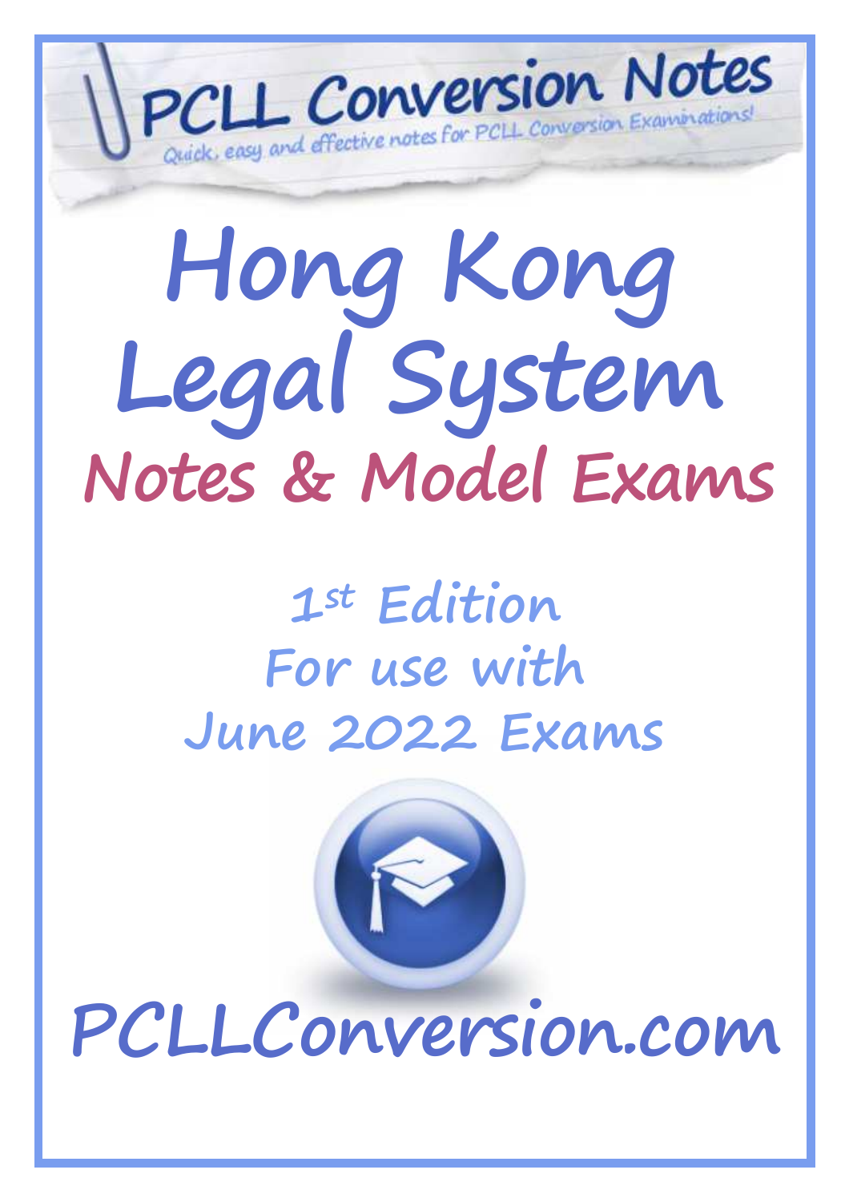# PCLL Conversion Notes

*Quick, easy and effective notes for PCLL Conversion Examinations!*

# Hong Kong Legal System

## Notes & Model Exams

### 1st Edition
### For use with
### June 2022 Exams

## PCLLConversion.com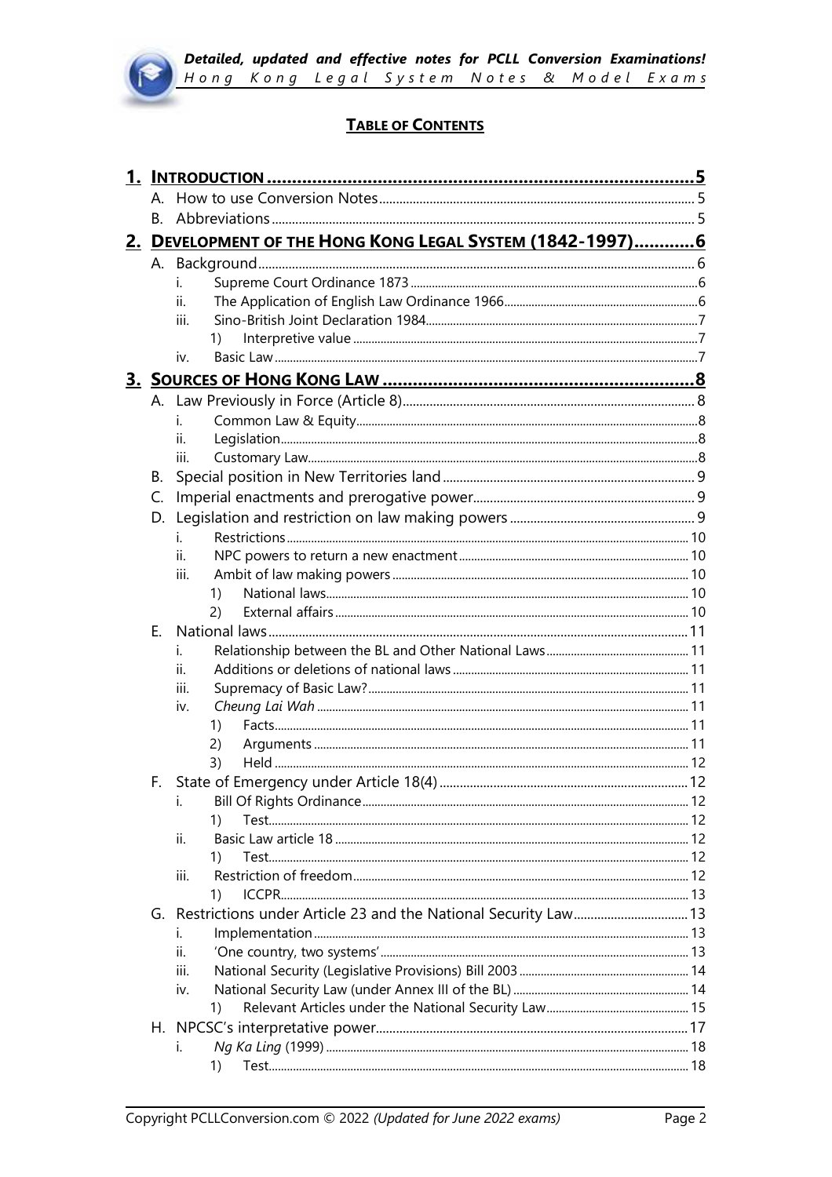## **TABLE OF CONTENTS**

**1. INTRODUCTION** ..... 5
- A. How to use Conversion Notes ..... 5
- B. Abbreviations ..... 5

**2. DEVELOPMENT OF THE HONG KONG LEGAL SYSTEM (1842-1997)** ..... 6
- A. Background ..... 6
  - i. Supreme Court Ordinance 1873 ..... 6
  - ii. The Application of English Law Ordinance 1966 ..... 6
  - iii. Sino-British Joint Declaration 1984 ..... 7
    - 1) Interpretive value ..... 7
  - iv. Basic Law ..... 7

**3. SOURCES OF HONG KONG LAW** ..... 8
- A. Law Previously in Force (Article 8) ..... 8
  - i. Common Law & Equity ..... 8
  - ii. Legislation ..... 8
  - iii. Customary Law ..... 8
- B. Special position in New Territories land ..... 9
- C. Imperial enactments and prerogative power ..... 9
- D. Legislation and restriction on law making powers ..... 9
  - i. Restrictions ..... 10
  - ii. NPC powers to return a new enactment ..... 10
  - iii. Ambit of law making powers ..... 10
    - 1) National laws ..... 10
    - 2) External affairs ..... 10
- E. National laws ..... 11
  - i. Relationship between the BL and Other National Laws ..... 11
  - ii. Additions or deletions of national laws ..... 11
  - iii. Supremacy of Basic Law? ..... 11
  - iv. *Cheung Lai Wah* ..... 11
    - 1) Facts ..... 11
    - 2) Arguments ..... 11
    - 3) Held ..... 12
- F. State of Emergency under Article 18(4) ..... 12
  - i. Bill Of Rights Ordinance ..... 12
    - 1) Test ..... 12
  - ii. Basic Law article 18 ..... 12
    - 1) Test ..... 12
  - iii. Restriction of freedom ..... 12
    - 1) ICCPR ..... 13
- G. Restrictions under Article 23 and the National Security Law ..... 13
  - i. Implementation ..... 13
  - ii. 'One country, two systems' ..... 13
  - iii. National Security (Legislative Provisions) Bill 2003 ..... 14
  - iv. National Security Law (under Annex III of the BL) ..... 14
    - 1) Relevant Articles under the National Security Law ..... 15
- H. NPCSC's interpretative power ..... 17
  - i. *Ng Ka Ling* (1999) ..... 18
    - 1) Test ..... 18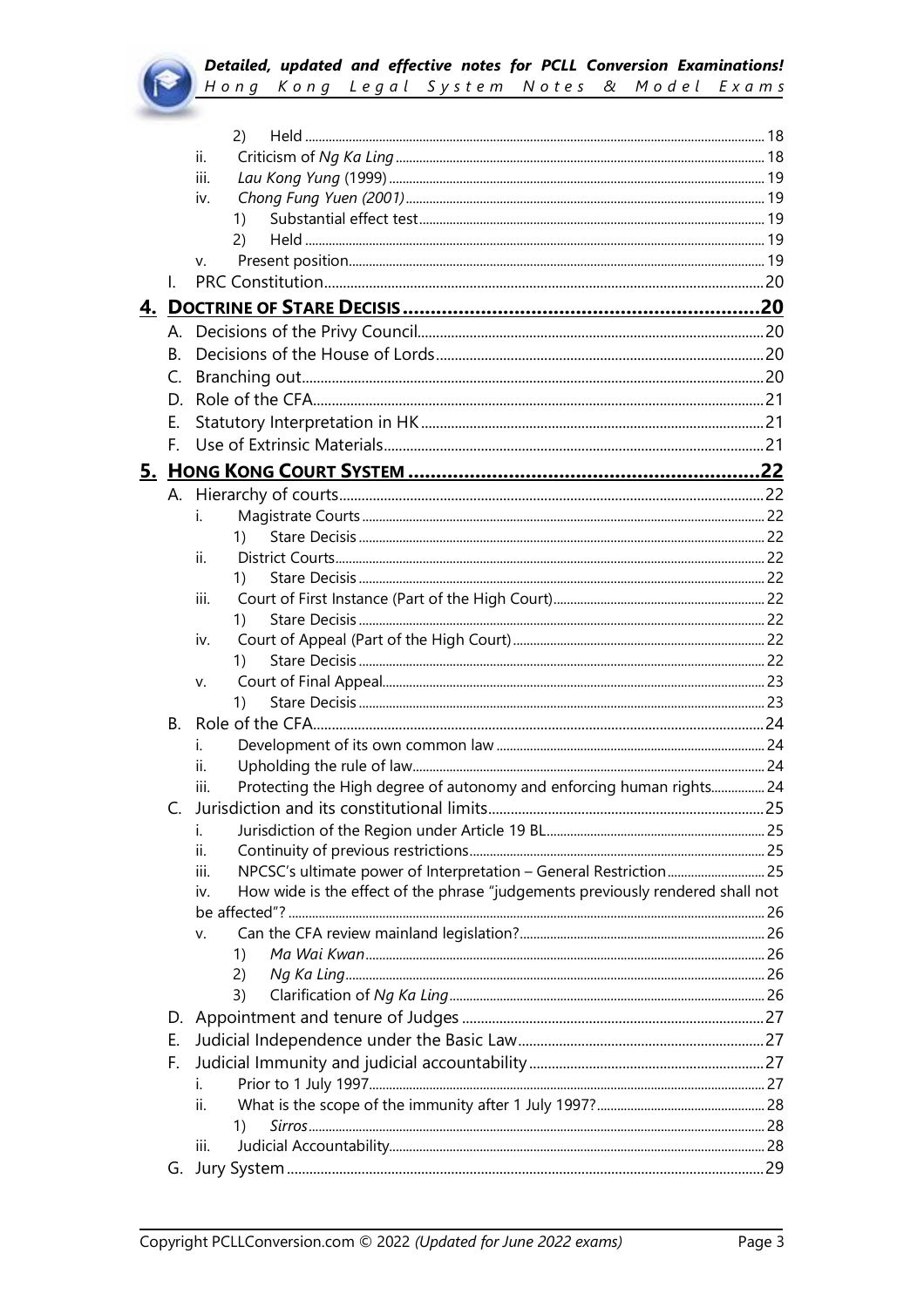- 2) Held ... 18
- ii. Criticism of *Ng Ka Ling* ... 18
- iii. *Lau Kong Yung* (1999) ... 19
- iv. *Chong Fung Yuen (2001)* ... 19
  - 1) Substantial effect test ... 19
  - 2) Held ... 19
- v. Present position ... 19
- I. PRC Constitution ... 20

**4. DOCTRINE OF STARE DECISIS ... 20**

- A. Decisions of the Privy Council ... 20
- B. Decisions of the House of Lords ... 20
- C. Branching out ... 20
- D. Role of the CFA ... 21
- E. Statutory Interpretation in HK ... 21
- F. Use of Extrinsic Materials ... 21

**5. HONG KONG COURT SYSTEM ... 22**

- A. Hierarchy of courts ... 22
  - i. Magistrate Courts ... 22
    - 1) Stare Decisis ... 22
  - ii. District Courts ... 22
    - 1) Stare Decisis ... 22
  - iii. Court of First Instance (Part of the High Court) ... 22
    - 1) Stare Decisis ... 22
  - iv. Court of Appeal (Part of the High Court) ... 22
    - 1) Stare Decisis ... 22
  - v. Court of Final Appeal ... 23
    - 1) Stare Decisis ... 23
- B. Role of the CFA ... 24
  - i. Development of its own common law ... 24
  - ii. Upholding the rule of law ... 24
  - iii. Protecting the High degree of autonomy and enforcing human rights ... 24
- C. Jurisdiction and its constitutional limits ... 25
  - i. Jurisdiction of the Region under Article 19 BL ... 25
  - ii. Continuity of previous restrictions ... 25
  - iii. NPCSC's ultimate power of Interpretation – General Restriction ... 25
  - iv. How wide is the effect of the phrase "judgements previously rendered shall not be affected"? ... 26
  - v. Can the CFA review mainland legislation? ... 26
    - 1) *Ma Wai Kwan* ... 26
    - 2) *Ng Ka Ling* ... 26
    - 3) Clarification of *Ng Ka Ling* ... 26
- D. Appointment and tenure of Judges ... 27
- E. Judicial Independence under the Basic Law ... 27
- F. Judicial Immunity and judicial accountability ... 27
  - i. Prior to 1 July 1997 ... 27
  - ii. What is the scope of the immunity after 1 July 1997? ... 28
    - 1) *Sirros* ... 28
  - iii. Judicial Accountability ... 28
- G. Jury System ... 29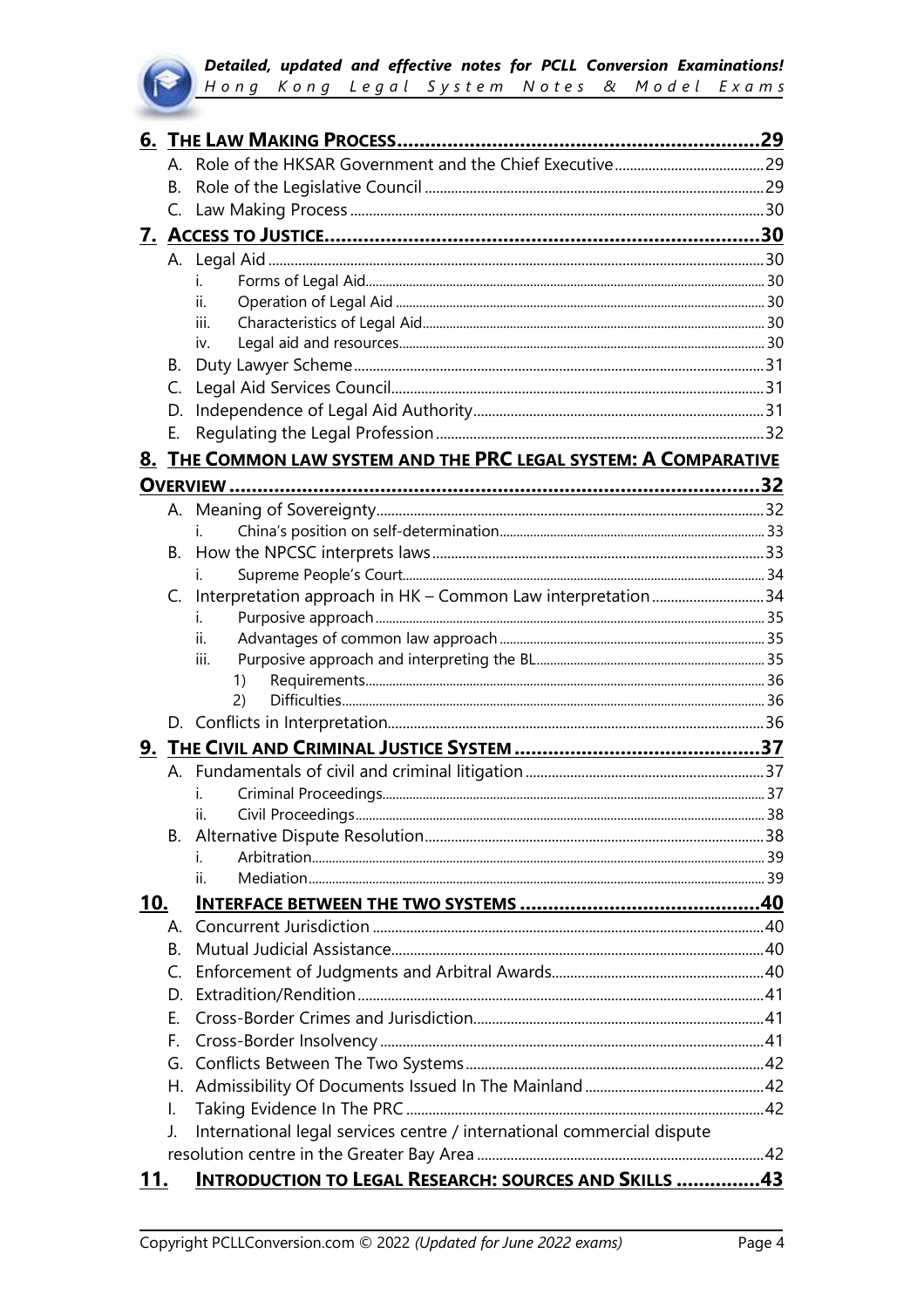**6. THE LAW MAKING PROCESS** ........ 29

- A. Role of the HKSAR Government and the Chief Executive ........ 29
- B. Role of the Legislative Council ........ 29
- C. Law Making Process ........ 30

**7. ACCESS TO JUSTICE** ........ 30

- A. Legal Aid ........ 30
  - i. Forms of Legal Aid ........ 30
  - ii. Operation of Legal Aid ........ 30
  - iii. Characteristics of Legal Aid ........ 30
  - iv. Legal aid and resources ........ 30
- B. Duty Lawyer Scheme ........ 31
- C. Legal Aid Services Council ........ 31
- D. Independence of Legal Aid Authority ........ 31
- E. Regulating the Legal Profession ........ 32

**8. THE COMMON LAW SYSTEM AND THE PRC LEGAL SYSTEM: A COMPARATIVE OVERVIEW** ........ 32

- A. Meaning of Sovereignty ........ 32
  - i. China's position on self-determination ........ 33
- B. How the NPCSC interprets laws ........ 33
  - i. Supreme People's Court ........ 34
- C. Interpretation approach in HK – Common Law interpretation ........ 34
  - i. Purposive approach ........ 35
  - ii. Advantages of common law approach ........ 35
  - iii. Purposive approach and interpreting the BL ........ 35
    - 1) Requirements ........ 36
    - 2) Difficulties ........ 36
- D. Conflicts in Interpretation ........ 36

**9. THE CIVIL AND CRIMINAL JUSTICE SYSTEM** ........ 37

- A. Fundamentals of civil and criminal litigation ........ 37
  - i. Criminal Proceedings ........ 37
  - ii. Civil Proceedings ........ 38
- B. Alternative Dispute Resolution ........ 38
  - i. Arbitration ........ 39
  - ii. Mediation ........ 39

**10. INTERFACE BETWEEN THE TWO SYSTEMS** ........ 40

- A. Concurrent Jurisdiction ........ 40
- B. Mutual Judicial Assistance ........ 40
- C. Enforcement of Judgments and Arbitral Awards ........ 40
- D. Extradition/Rendition ........ 41
- E. Cross-Border Crimes and Jurisdiction ........ 41
- F. Cross-Border Insolvency ........ 41
- G. Conflicts Between The Two Systems ........ 42
- H. Admissibility Of Documents Issued In The Mainland ........ 42
- I. Taking Evidence In The PRC ........ 42
- J. International legal services centre / international commercial dispute resolution centre in the Greater Bay Area ........ 42

**11. INTRODUCTION TO LEGAL RESEARCH: SOURCES AND SKILLS** ........ 43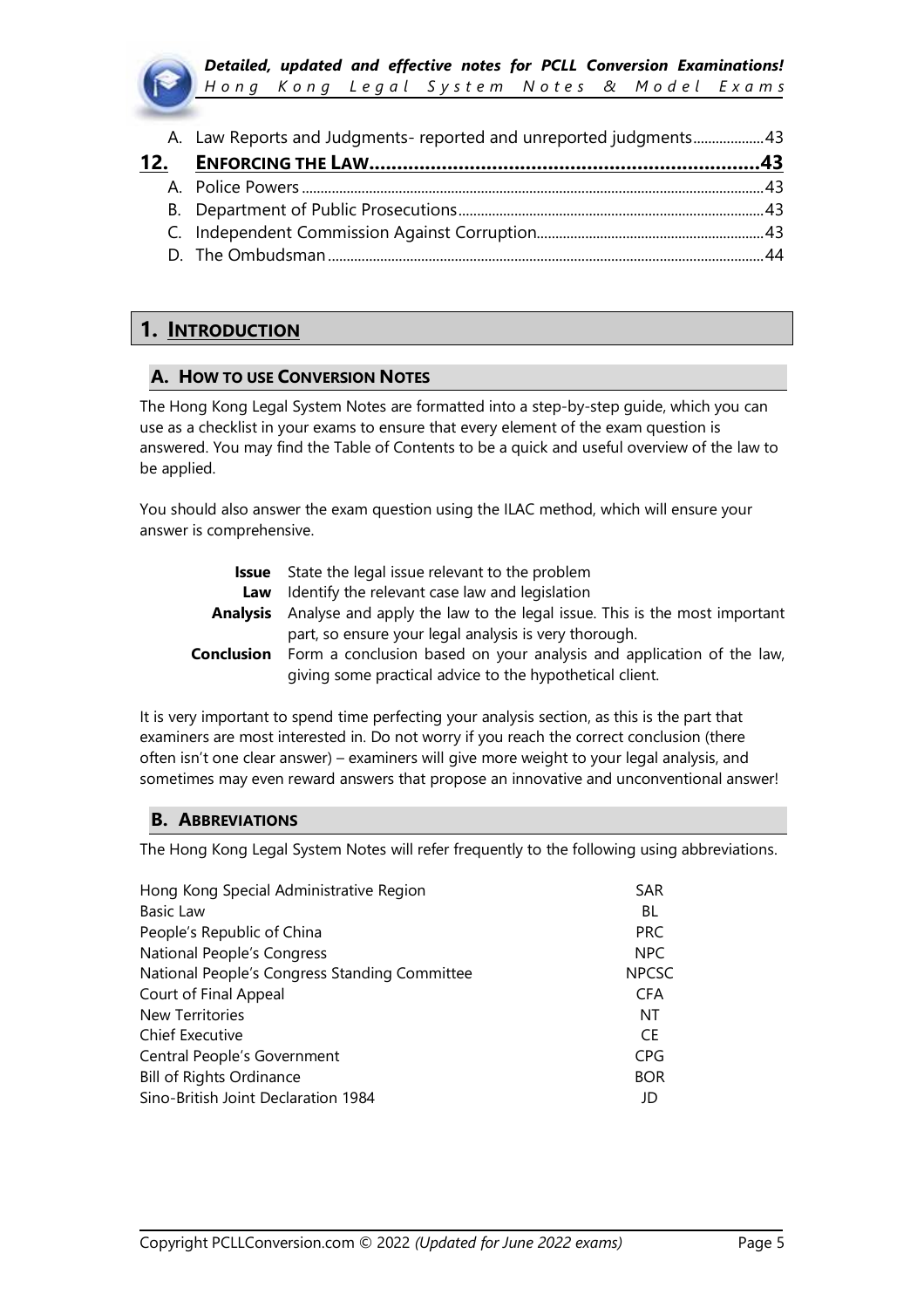A. Law Reports and Judgments- reported and unreported judgments ... 43

**12. ENFORCING THE LAW ... 43**

A. Police Powers ... 43
B. Department of Public Prosecutions ... 43
C. Independent Commission Against Corruption ... 43
D. The Ombudsman ... 44

# 1. INTRODUCTION

## A. HOW TO USE CONVERSION NOTES

The Hong Kong Legal System Notes are formatted into a step-by-step guide, which you can use as a checklist in your exams to ensure that every element of the exam question is answered. You may find the Table of Contents to be a quick and useful overview of the law to be applied.

You should also answer the exam question using the ILAC method, which will ensure your answer is comprehensive.

| | |
|---|---|
| **Issue** | State the legal issue relevant to the problem |
| **Law** | Identify the relevant case law and legislation |
| **Analysis** | Analyse and apply the law to the legal issue. This is the most important part, so ensure your legal analysis is very thorough. |
| **Conclusion** | Form a conclusion based on your analysis and application of the law, giving some practical advice to the hypothetical client. |

It is very important to spend time perfecting your analysis section, as this is the part that examiners are most interested in. Do not worry if you reach the correct conclusion (there often isn't one clear answer) – examiners will give more weight to your legal analysis, and sometimes may even reward answers that propose an innovative and unconventional answer!

## B. ABBREVIATIONS

The Hong Kong Legal System Notes will refer frequently to the following using abbreviations.

| | |
|---|---|
| Hong Kong Special Administrative Region | SAR |
| Basic Law | BL |
| People's Republic of China | PRC |
| National People's Congress | NPC |
| National People's Congress Standing Committee | NPCSC |
| Court of Final Appeal | CFA |
| New Territories | NT |
| Chief Executive | CE |
| Central People's Government | CPG |
| Bill of Rights Ordinance | BOR |
| Sino-British Joint Declaration 1984 | JD |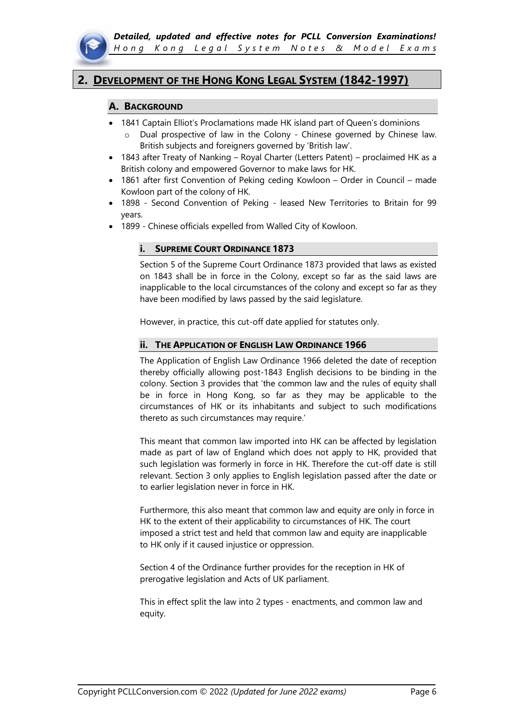## 2. DEVELOPMENT OF THE HONG KONG LEGAL SYSTEM (1842-1997)

### A. BACKGROUND

- 1841 Captain Elliot's Proclamations made HK island part of Queen's dominions
  - Dual prospective of law in the Colony - Chinese governed by Chinese law. British subjects and foreigners governed by 'British law'.
- 1843 after Treaty of Nanking – Royal Charter (Letters Patent) – proclaimed HK as a British colony and empowered Governor to make laws for HK.
- 1861 after first Convention of Peking ceding Kowloon – Order in Council – made Kowloon part of the colony of HK.
- 1898 - Second Convention of Peking - leased New Territories to Britain for 99 years.
- 1899 - Chinese officials expelled from Walled City of Kowloon.

#### i. SUPREME COURT ORDINANCE 1873

Section 5 of the Supreme Court Ordinance 1873 provided that laws as existed on 1843 shall be in force in the Colony, except so far as the said laws are inapplicable to the local circumstances of the colony and except so far as they have been modified by laws passed by the said legislature.

However, in practice, this cut-off date applied for statutes only.

#### ii. THE APPLICATION OF ENGLISH LAW ORDINANCE 1966

The Application of English Law Ordinance 1966 deleted the date of reception thereby officially allowing post-1843 English decisions to be binding in the colony. Section 3 provides that 'the common law and the rules of equity shall be in force in Hong Kong, so far as they may be applicable to the circumstances of HK or its inhabitants and subject to such modifications thereto as such circumstances may require.'

This meant that common law imported into HK can be affected by legislation made as part of law of England which does not apply to HK, provided that such legislation was formerly in force in HK. Therefore the cut-off date is still relevant. Section 3 only applies to English legislation passed after the date or to earlier legislation never in force in HK.

Furthermore, this also meant that common law and equity are only in force in HK to the extent of their applicability to circumstances of HK. The court imposed a strict test and held that common law and equity are inapplicable to HK only if it caused injustice or oppression.

Section 4 of the Ordinance further provides for the reception in HK of prerogative legislation and Acts of UK parliament.

This in effect split the law into 2 types - enactments, and common law and equity.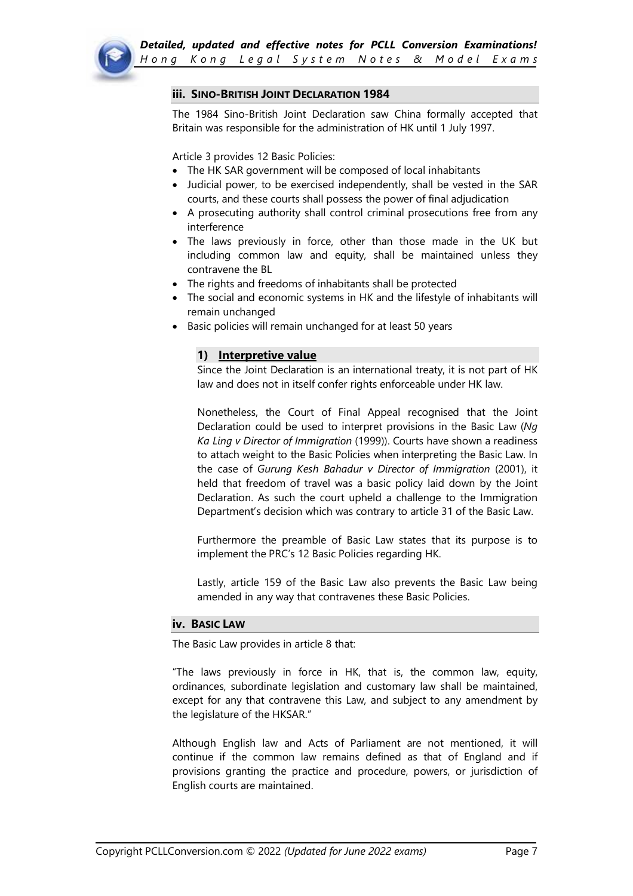### iii. SINO-BRITISH JOINT DECLARATION 1984

The 1984 Sino-British Joint Declaration saw China formally accepted that Britain was responsible for the administration of HK until 1 July 1997.

Article 3 provides 12 Basic Policies:

- The HK SAR government will be composed of local inhabitants
- Judicial power, to be exercised independently, shall be vested in the SAR courts, and these courts shall possess the power of final adjudication
- A prosecuting authority shall control criminal prosecutions free from any interference
- The laws previously in force, other than those made in the UK but including common law and equity, shall be maintained unless they contravene the BL
- The rights and freedoms of inhabitants shall be protected
- The social and economic systems in HK and the lifestyle of inhabitants will remain unchanged
- Basic policies will remain unchanged for at least 50 years

#### 1) Interpretive value

Since the Joint Declaration is an international treaty, it is not part of HK law and does not in itself confer rights enforceable under HK law.

Nonetheless, the Court of Final Appeal recognised that the Joint Declaration could be used to interpret provisions in the Basic Law (*Ng Ka Ling v Director of Immigration* (1999)). Courts have shown a readiness to attach weight to the Basic Policies when interpreting the Basic Law. In the case of *Gurung Kesh Bahadur v Director of Immigration* (2001), it held that freedom of travel was a basic policy laid down by the Joint Declaration. As such the court upheld a challenge to the Immigration Department's decision which was contrary to article 31 of the Basic Law.

Furthermore the preamble of Basic Law states that its purpose is to implement the PRC's 12 Basic Policies regarding HK.

Lastly, article 159 of the Basic Law also prevents the Basic Law being amended in any way that contravenes these Basic Policies.

### iv. BASIC LAW

The Basic Law provides in article 8 that:

"The laws previously in force in HK, that is, the common law, equity, ordinances, subordinate legislation and customary law shall be maintained, except for any that contravene this Law, and subject to any amendment by the legislature of the HKSAR."

Although English law and Acts of Parliament are not mentioned, it will continue if the common law remains defined as that of England and if provisions granting the practice and procedure, powers, or jurisdiction of English courts are maintained.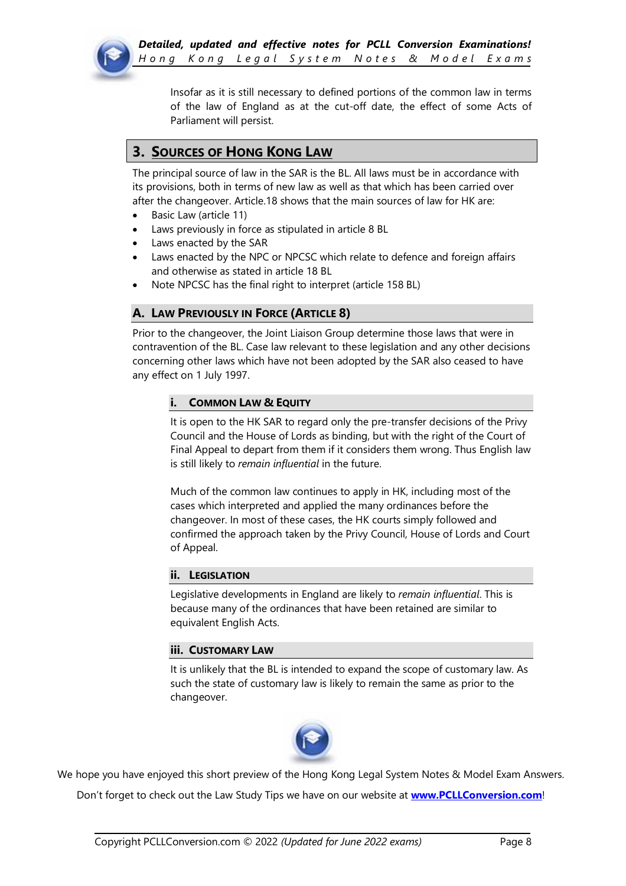Insofar as it is still necessary to defined portions of the common law in terms of the law of England as at the cut-off date, the effect of some Acts of Parliament will persist.

## 3. Sources of Hong Kong Law

The principal source of law in the SAR is the BL. All laws must be in accordance with its provisions, both in terms of new law as well as that which has been carried over after the changeover. Article.18 shows that the main sources of law for HK are:

- Basic Law (article 11)
- Laws previously in force as stipulated in article 8 BL
- Laws enacted by the SAR
- Laws enacted by the NPC or NPCSC which relate to defence and foreign affairs and otherwise as stated in article 18 BL
- Note NPCSC has the final right to interpret (article 158 BL)

### A. Law Previously in Force (Article 8)

Prior to the changeover, the Joint Liaison Group determine those laws that were in contravention of the BL. Case law relevant to these legislation and any other decisions concerning other laws which have not been adopted by the SAR also ceased to have any effect on 1 July 1997.

#### i. Common Law & Equity

It is open to the HK SAR to regard only the pre-transfer decisions of the Privy Council and the House of Lords as binding, but with the right of the Court of Final Appeal to depart from them if it considers them wrong. Thus English law is still likely to *remain influential* in the future.

Much of the common law continues to apply in HK, including most of the cases which interpreted and applied the many ordinances before the changeover. In most of these cases, the HK courts simply followed and confirmed the approach taken by the Privy Council, House of Lords and Court of Appeal.

#### ii. Legislation

Legislative developments in England are likely to *remain influential*. This is because many of the ordinances that have been retained are similar to equivalent English Acts.

#### iii. Customary Law

It is unlikely that the BL is intended to expand the scope of customary law. As such the state of customary law is likely to remain the same as prior to the changeover.

We hope you have enjoyed this short preview of the Hong Kong Legal System Notes & Model Exam Answers.

Don't forget to check out the Law Study Tips we have on our website at **www.PCLLConversion.com**!